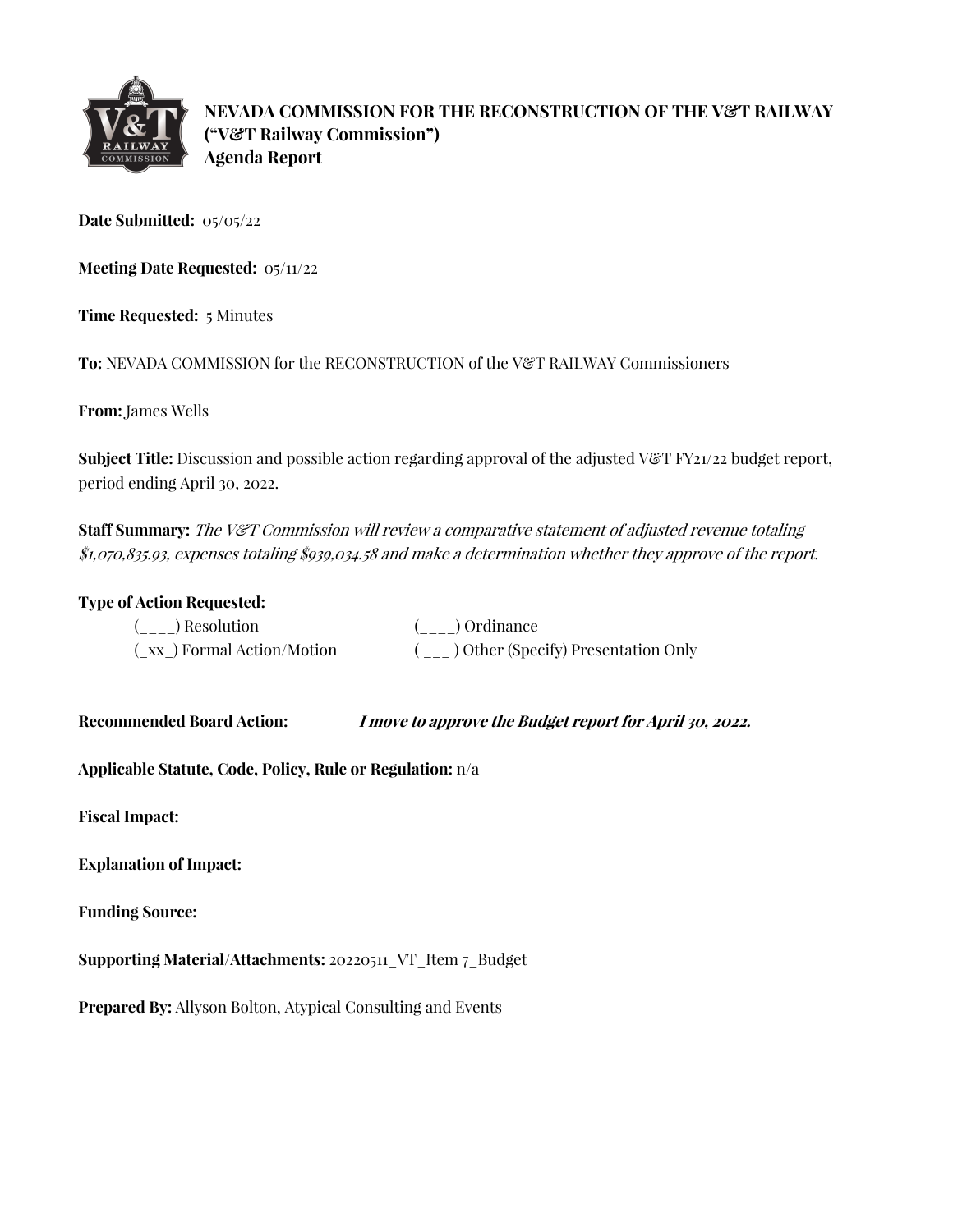**NEVADA COMMISSION FOR THE RECONSTRUCTION OF THE V&T RAILWAY**
**("V&T Railway Commission")**
**Agenda Report**

**Date Submitted:** 05/05/22

**Meeting Date Requested:** 05/11/22

**Time Requested:** 5 Minutes

**To:** NEVADA COMMISSION for the RECONSTRUCTION of the V&T RAILWAY Commissioners

**From:** James Wells

**Subject Title:** Discussion and possible action regarding approval of the adjusted V&T FY21/22 budget report, period ending April 30, 2022.

**Staff Summary:** *The V&T Commission will review a comparative statement of adjusted revenue totaling $1,070,835.93, expenses totaling $939,034.58 and make a determination whether they approve of the report.*

**Type of Action Requested:**

(____) Resolution (____) Ordinance

(_xx_) Formal Action/Motion ( ___ ) Other (Specify) Presentation Only

**Recommended Board Action:** ***I move to approve the Budget report for April 30, 2022.***

**Applicable Statute, Code, Policy, Rule or Regulation:** n/a

**Fiscal Impact:**

**Explanation of Impact:**

**Funding Source:**

**Supporting Material/Attachments:** 20220511_VT_Item 7_Budget

**Prepared By:** Allyson Bolton, Atypical Consulting and Events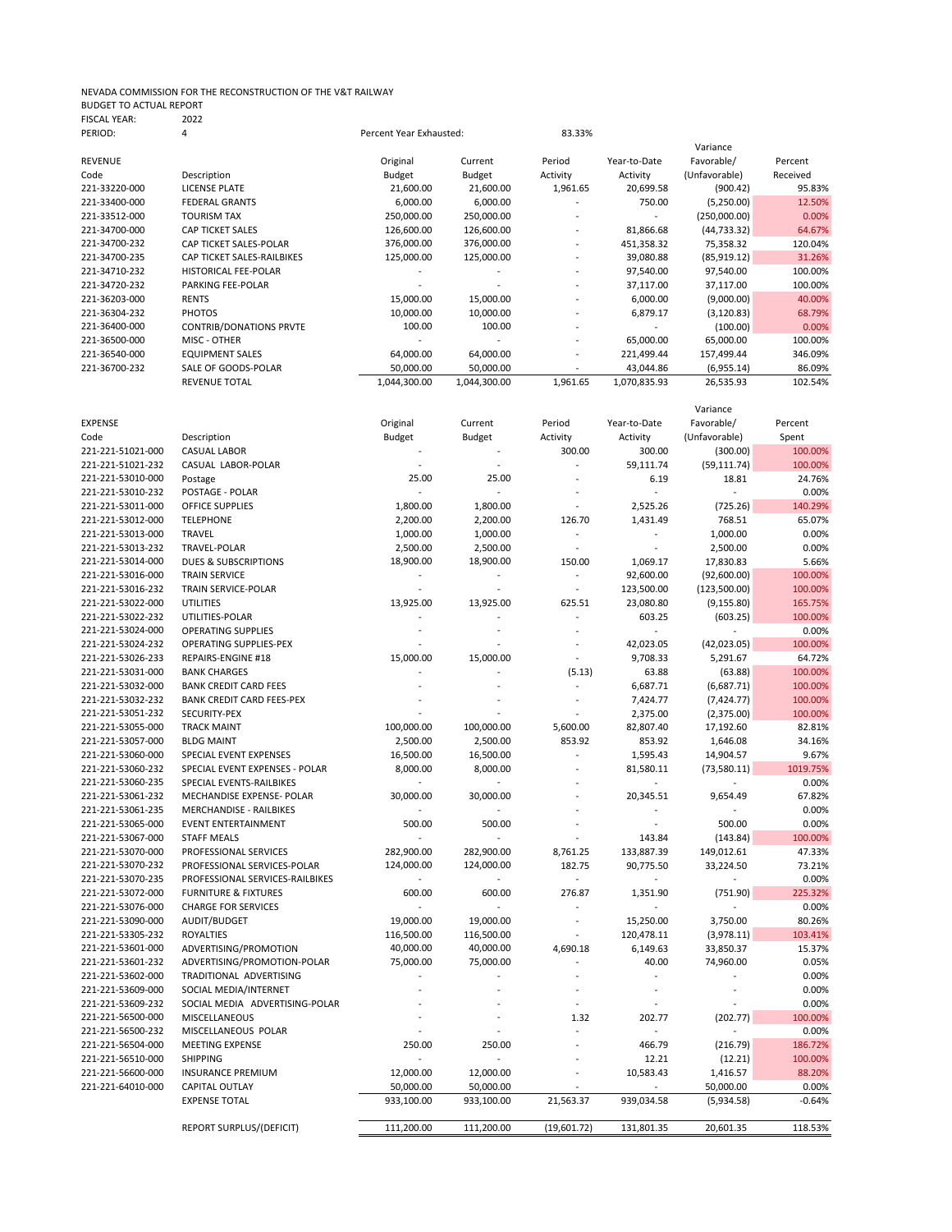NEVADA COMMISSION FOR THE RECONSTRUCTION OF THE V&T RAILWAY
BUDGET TO ACTUAL REPORT
FISCAL YEAR: 2022
PERIOD: 4

Percent Year Exhausted: 83.33%

| REVENUE Code | Description | Original Budget | Current Budget | Period Activity | Year-to-Date Activity | Variance Favorable/ (Unfavorable) | Percent Received |
|---|---|---|---|---|---|---|---|
| 221-33220-000 | LICENSE PLATE | 21,600.00 | 21,600.00 | 1,961.65 | 20,699.58 | (900.42) | 95.83% |
| 221-33400-000 | FEDERAL GRANTS | 6,000.00 | 6,000.00 | - | 750.00 | (5,250.00) | 12.50% |
| 221-33512-000 | TOURISM TAX | 250,000.00 | 250,000.00 | - | - | (250,000.00) | 0.00% |
| 221-34700-000 | CAP TICKET SALES | 126,600.00 | 126,600.00 | - | 81,866.68 | (44,733.32) | 64.67% |
| 221-34700-232 | CAP TICKET SALES-POLAR | 376,000.00 | 376,000.00 | - | 451,358.32 | 75,358.32 | 120.04% |
| 221-34700-235 | CAP TICKET SALES-RAILBIKES | 125,000.00 | 125,000.00 | - | 39,080.88 | (85,919.12) | 31.26% |
| 221-34710-232 | HISTORICAL FEE-POLAR | - | - | - | 97,540.00 | 97,540.00 | 100.00% |
| 221-34720-232 | PARKING FEE-POLAR | - | - | - | 37,117.00 | 37,117.00 | 100.00% |
| 221-36203-000 | RENTS | 15,000.00 | 15,000.00 | - | 6,000.00 | (9,000.00) | 40.00% |
| 221-36304-232 | PHOTOS | 10,000.00 | 10,000.00 | - | 6,879.17 | (3,120.83) | 68.79% |
| 221-36400-000 | CONTRIB/DONATIONS PRVTE | 100.00 | 100.00 | - | - | (100.00) | 0.00% |
| 221-36500-000 | MISC - OTHER | - | - | - | 65,000.00 | 65,000.00 | 100.00% |
| 221-36540-000 | EQUIPMENT SALES | 64,000.00 | 64,000.00 | - | 221,499.44 | 157,499.44 | 346.09% |
| 221-36700-232 | SALE OF GOODS-POLAR | 50,000.00 | 50,000.00 | - | 43,044.86 | (6,955.14) | 86.09% |
| | REVENUE TOTAL | 1,044,300.00 | 1,044,300.00 | 1,961.65 | 1,070,835.93 | 26,535.93 | 102.54% |

| EXPENSE Code | Description | Original Budget | Current Budget | Period Activity | Year-to-Date Activity | Variance Favorable/ (Unfavorable) | Percent Spent |
|---|---|---|---|---|---|---|---|
| 221-221-51021-000 | CASUAL LABOR | - | - | 300.00 | 300.00 | (300.00) | 100.00% |
| 221-221-51021-232 | CASUAL LABOR-POLAR | - | - | - | 59,111.74 | (59,111.74) | 100.00% |
| 221-221-53010-000 | Postage | 25.00 | 25.00 | - | 6.19 | 18.81 | 24.76% |
| 221-221-53010-232 | POSTAGE - POLAR | - | - | - | - | - | 0.00% |
| 221-221-53011-000 | OFFICE SUPPLIES | 1,800.00 | 1,800.00 | - | 2,525.26 | (725.26) | 140.29% |
| 221-221-53012-000 | TELEPHONE | 2,200.00 | 2,200.00 | 126.70 | 1,431.49 | 768.51 | 65.07% |
| 221-221-53013-000 | TRAVEL | 1,000.00 | 1,000.00 | - | - | 1,000.00 | 0.00% |
| 221-221-53013-232 | TRAVEL-POLAR | 2,500.00 | 2,500.00 | - | - | 2,500.00 | 0.00% |
| 221-221-53014-000 | DUES & SUBSCRIPTIONS | 18,900.00 | 18,900.00 | 150.00 | 1,069.17 | 17,830.83 | 5.66% |
| 221-221-53016-000 | TRAIN SERVICE | - | - | - | 92,600.00 | (92,600.00) | 100.00% |
| 221-221-53016-232 | TRAIN SERVICE-POLAR | - | - | - | 123,500.00 | (123,500.00) | 100.00% |
| 221-221-53022-000 | UTILITIES | 13,925.00 | 13,925.00 | 625.51 | 23,080.80 | (9,155.80) | 165.75% |
| 221-221-53022-232 | UTILITIES-POLAR | - | - | - | 603.25 | (603.25) | 100.00% |
| 221-221-53024-000 | OPERATING SUPPLIES | - | - | - | - | - | 0.00% |
| 221-221-53024-232 | OPERATING SUPPLIES-PEX | - | - | - | 42,023.05 | (42,023.05) | 100.00% |
| 221-221-53026-233 | REPAIRS-ENGINE #18 | 15,000.00 | 15,000.00 | - | 9,708.33 | 5,291.67 | 64.72% |
| 221-221-53031-000 | BANK CHARGES | - | - | (5.13) | 63.88 | (63.88) | 100.00% |
| 221-221-53032-000 | BANK CREDIT CARD FEES | - | - | - | 6,687.71 | (6,687.71) | 100.00% |
| 221-221-53032-232 | BANK CREDIT CARD FEES-PEX | - | - | - | 7,424.77 | (7,424.77) | 100.00% |
| 221-221-53051-232 | SECURITY-PEX | - | - | - | 2,375.00 | (2,375.00) | 100.00% |
| 221-221-53055-000 | TRACK MAINT | 100,000.00 | 100,000.00 | 5,600.00 | 82,807.40 | 17,192.60 | 82.81% |
| 221-221-53057-000 | BLDG MAINT | 2,500.00 | 2,500.00 | 853.92 | 853.92 | 1,646.08 | 34.16% |
| 221-221-53060-000 | SPECIAL EVENT EXPENSES | 16,500.00 | 16,500.00 | - | 1,595.43 | 14,904.57 | 9.67% |
| 221-221-53060-232 | SPECIAL EVENT EXPENSES - POLAR | 8,000.00 | 8,000.00 | - | 81,580.11 | (73,580.11) | 1019.75% |
| 221-221-53060-235 | SPECIAL EVENTS-RAILBIKES | - | - | - | - | - | 0.00% |
| 221-221-53061-232 | MECHANDISE EXPENSE- POLAR | 30,000.00 | 30,000.00 | - | 20,345.51 | 9,654.49 | 67.82% |
| 221-221-53061-235 | MERCHANDISE - RAILBIKES | - | - | - | - | - | 0.00% |
| 221-221-53065-000 | EVENT ENTERTAINMENT | 500.00 | 500.00 | - | - | 500.00 | 0.00% |
| 221-221-53067-000 | STAFF MEALS | - | - | - | 143.84 | (143.84) | 100.00% |
| 221-221-53070-000 | PROFESSIONAL SERVICES | 282,900.00 | 282,900.00 | 8,761.25 | 133,887.39 | 149,012.61 | 47.33% |
| 221-221-53070-232 | PROFESSIONAL SERVICES-POLAR | 124,000.00 | 124,000.00 | 182.75 | 90,775.50 | 33,224.50 | 73.21% |
| 221-221-53070-235 | PROFESSIONAL SERVICES-RAILBIKES | - | - | - | - | - | 0.00% |
| 221-221-53072-000 | FURNITURE & FIXTURES | 600.00 | 600.00 | 276.87 | 1,351.90 | (751.90) | 225.32% |
| 221-221-53076-000 | CHARGE FOR SERVICES | - | - | - | - | - | 0.00% |
| 221-221-53090-000 | AUDIT/BUDGET | 19,000.00 | 19,000.00 | - | 15,250.00 | 3,750.00 | 80.26% |
| 221-221-53305-232 | ROYALTIES | 116,500.00 | 116,500.00 | - | 120,478.11 | (3,978.11) | 103.41% |
| 221-221-53601-000 | ADVERTISING/PROMOTION | 40,000.00 | 40,000.00 | 4,690.18 | 6,149.63 | 33,850.37 | 15.37% |
| 221-221-53601-232 | ADVERTISING/PROMOTION-POLAR | 75,000.00 | 75,000.00 | - | 40.00 | 74,960.00 | 0.05% |
| 221-221-53602-000 | TRADITIONAL ADVERTISING | - | - | - | - | - | 0.00% |
| 221-221-53609-000 | SOCIAL MEDIA/INTERNET | - | - | - | - | - | 0.00% |
| 221-221-53609-232 | SOCIAL MEDIA ADVERTISING-POLAR | - | - | - | - | - | 0.00% |
| 221-221-56500-000 | MISCELLANEOUS | - | - | 1.32 | 202.77 | (202.77) | 100.00% |
| 221-221-56500-232 | MISCELLANEOUS POLAR | - | - | - | - | - | 0.00% |
| 221-221-56504-000 | MEETING EXPENSE | 250.00 | 250.00 | - | 466.79 | (216.79) | 186.72% |
| 221-221-56510-000 | SHIPPING | - | - | - | 12.21 | (12.21) | 100.00% |
| 221-221-56600-000 | INSURANCE PREMIUM | 12,000.00 | 12,000.00 | - | 10,583.43 | 1,416.57 | 88.20% |
| 221-221-64010-000 | CAPITAL OUTLAY | 50,000.00 | 50,000.00 | - | - | 50,000.00 | 0.00% |
| | EXPENSE TOTAL | 933,100.00 | 933,100.00 | 21,563.37 | 939,034.58 | (5,934.58) | -0.64% |
| | REPORT SURPLUS/(DEFICIT) | 111,200.00 | 111,200.00 | (19,601.72) | 131,801.35 | 20,601.35 | 118.53% |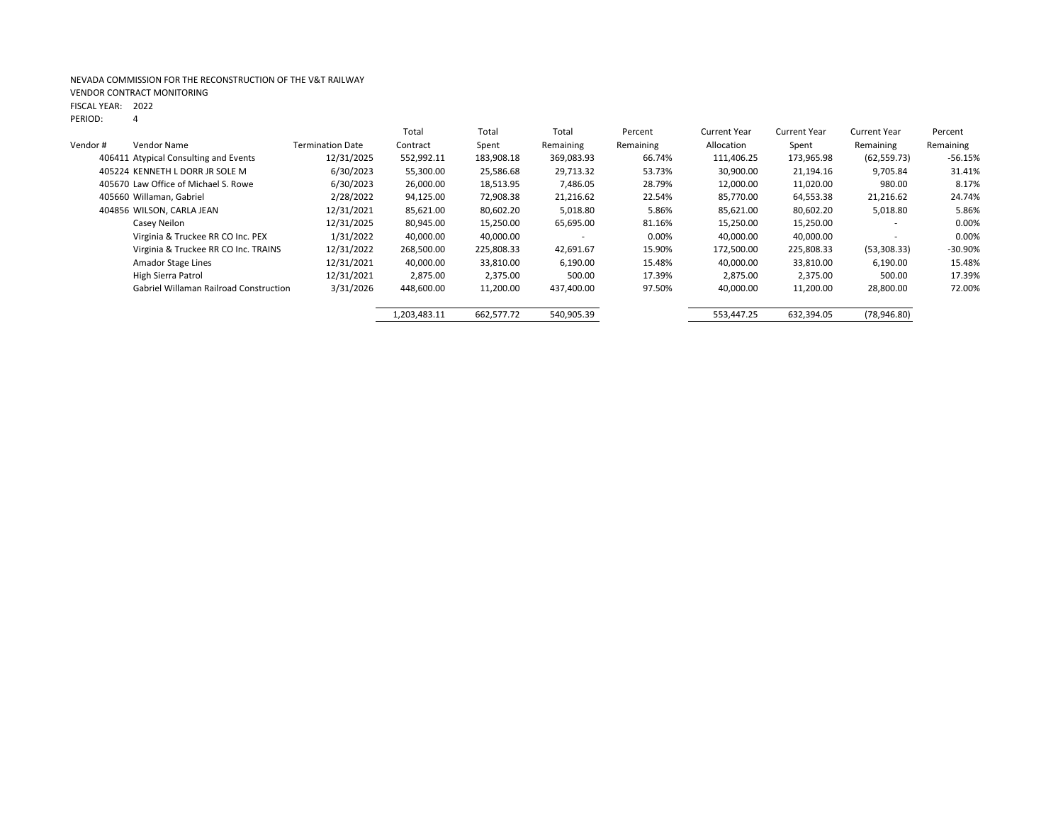NEVADA COMMISSION FOR THE RECONSTRUCTION OF THE V&T RAILWAY
VENDOR CONTRACT MONITORING
FISCAL YEAR: 2022
PERIOD: 4

| Vendor # | Vendor Name | Termination Date | Total Contract | Total Spent | Total Remaining | Percent Remaining | Current Year Allocation | Current Year Spent | Current Year Remaining | Percent Remaining |
|---|---|---|---|---|---|---|---|---|---|---|
| 406411 | Atypical Consulting and Events | 12/31/2025 | 552,992.11 | 183,908.18 | 369,083.93 | 66.74% | 111,406.25 | 173,965.98 | (62,559.73) | -56.15% |
| 405224 | KENNETH L DORR JR SOLE M | 6/30/2023 | 55,300.00 | 25,586.68 | 29,713.32 | 53.73% | 30,900.00 | 21,194.16 | 9,705.84 | 31.41% |
| 405670 | Law Office of Michael S. Rowe | 6/30/2023 | 26,000.00 | 18,513.95 | 7,486.05 | 28.79% | 12,000.00 | 11,020.00 | 980.00 | 8.17% |
| 405660 | Willaman, Gabriel | 2/28/2022 | 94,125.00 | 72,908.38 | 21,216.62 | 22.54% | 85,770.00 | 64,553.38 | 21,216.62 | 24.74% |
| 404856 | WILSON, CARLA JEAN | 12/31/2021 | 85,621.00 | 80,602.20 | 5,018.80 | 5.86% | 85,621.00 | 80,602.20 | 5,018.80 | 5.86% |
| | Casey Neilon | 12/31/2025 | 80,945.00 | 15,250.00 | 65,695.00 | 81.16% | 15,250.00 | 15,250.00 | - | 0.00% |
| | Virginia & Truckee RR CO Inc. PEX | 1/31/2022 | 40,000.00 | 40,000.00 | - | 0.00% | 40,000.00 | 40,000.00 | - | 0.00% |
| | Virginia & Truckee RR CO Inc. TRAINS | 12/31/2022 | 268,500.00 | 225,808.33 | 42,691.67 | 15.90% | 172,500.00 | 225,808.33 | (53,308.33) | -30.90% |
| | Amador Stage Lines | 12/31/2021 | 40,000.00 | 33,810.00 | 6,190.00 | 15.48% | 40,000.00 | 33,810.00 | 6,190.00 | 15.48% |
| | High Sierra Patrol | 12/31/2021 | 2,875.00 | 2,375.00 | 500.00 | 17.39% | 2,875.00 | 2,375.00 | 500.00 | 17.39% |
| | Gabriel Willaman Railroad Construction | 3/31/2026 | 448,600.00 | 11,200.00 | 437,400.00 | 97.50% | 40,000.00 | 11,200.00 | 28,800.00 | 72.00% |
| | | | 1,203,483.11 | 662,577.72 | 540,905.39 | | 553,447.25 | 632,394.05 | (78,946.80) | |